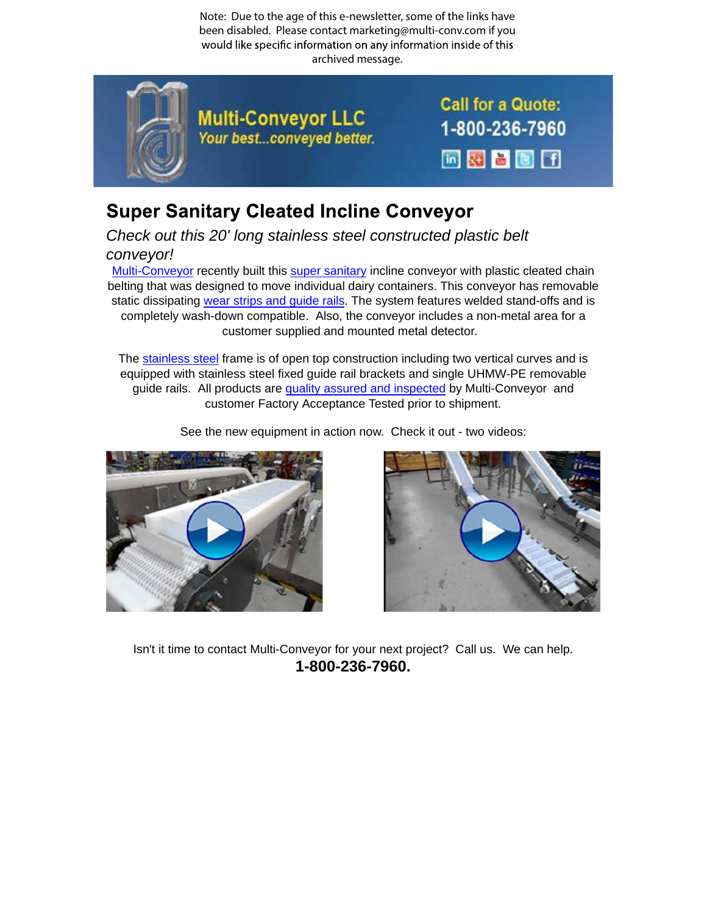Note: Due to the age of this e-newsletter, some of the links have been disabled. Please contact marketing@multi-conv.com if you would like specific information on any information inside of this archived message.

Multi-Conveyor LLC
*Your best...conveyed better.*

Call for a Quote:
1-800-236-7960

# Super Sanitary Cleated Incline Conveyor

*Check out this 20' long stainless steel constructed plastic belt conveyor!*

Multi-Conveyor recently built this super sanitary incline conveyor with plastic cleated chain belting that was designed to move individual dairy containers. This conveyor has removable static dissipating wear strips and guide rails. The system features welded stand-offs and is completely wash-down compatible. Also, the conveyor includes a non-metal area for a customer supplied and mounted metal detector.

The stainless steel frame is of open top construction including two vertical curves and is equipped with stainless steel fixed guide rail brackets and single UHMW-PE removable guide rails. All products are quality assured and inspected by Multi-Conveyor and customer Factory Acceptance Tested prior to shipment.

See the new equipment in action now. Check it out - two videos:

Isn't it time to contact Multi-Conveyor for your next project? Call us. We can help.

**1-800-236-7960.**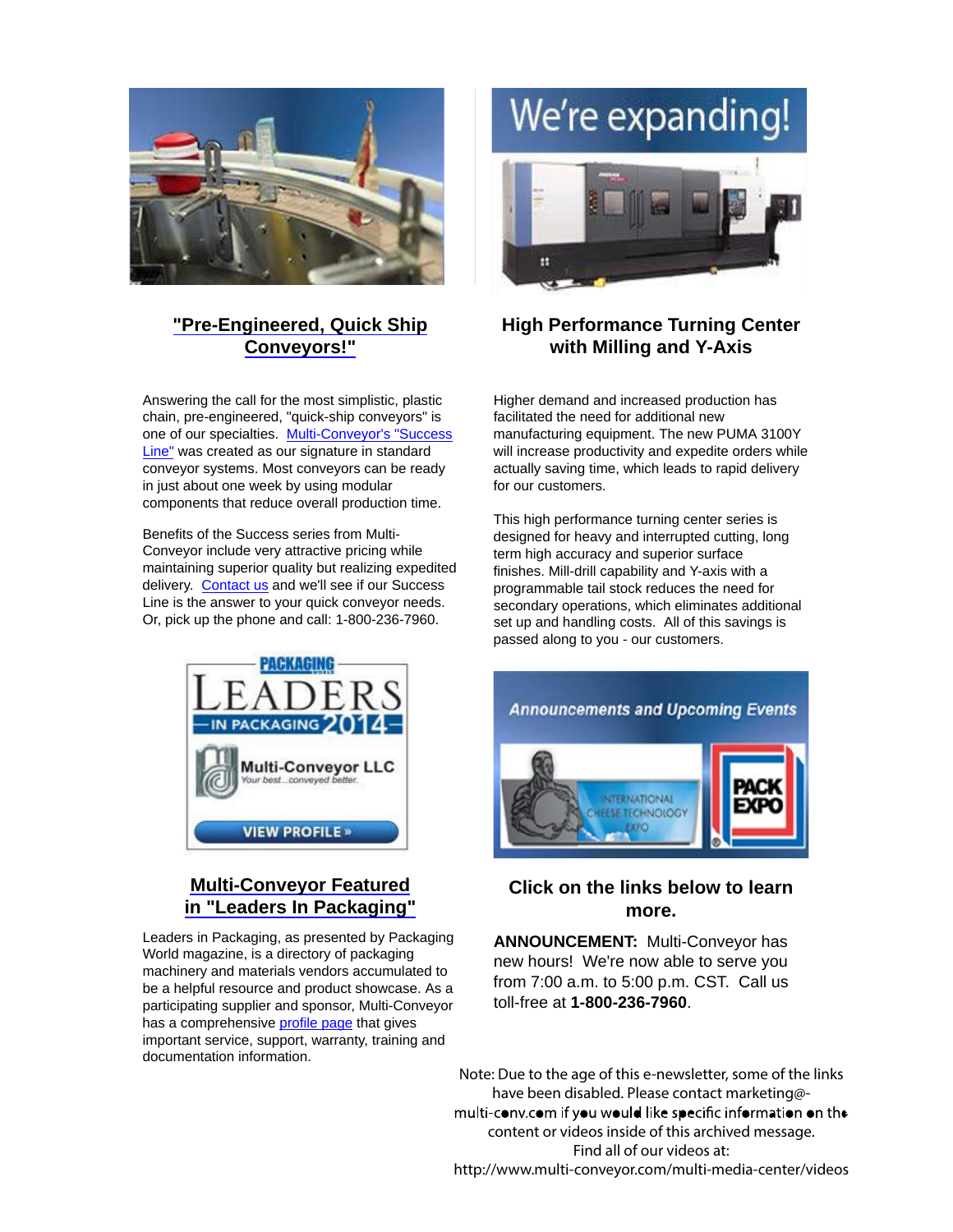## "Pre-Engineered, Quick Ship Conveyors!"

Answering the call for the most simplistic, plastic chain, pre-engineered, "quick-ship conveyors" is one of our specialties. Multi-Conveyor's "Success Line" was created as our signature in standard conveyor systems. Most conveyors can be ready in just about one week by using modular components that reduce overall production time.

Benefits of the Success series from Multi-Conveyor include very attractive pricing while maintaining superior quality but realizing expedited delivery. Contact us and we'll see if our Success Line is the answer to your quick conveyor needs. Or, pick up the phone and call: 1-800-236-7960.

## Multi-Conveyor Featured in "Leaders In Packaging"

Leaders in Packaging, as presented by Packaging World magazine, is a directory of packaging machinery and materials vendors accumulated to be a helpful resource and product showcase. As a participating supplier and sponsor, Multi-Conveyor has a comprehensive profile page that gives important service, support, warranty, training and documentation information.

## High Performance Turning Center with Milling and Y-Axis

Higher demand and increased production has facilitated the need for additional new manufacturing equipment. The new PUMA 3100Y will increase productivity and expedite orders while actually saving time, which leads to rapid delivery for our customers.

This high performance turning center series is designed for heavy and interrupted cutting, long term high accuracy and superior surface finishes. Mill-drill capability and Y-axis with a programmable tail stock reduces the need for secondary operations, which eliminates additional set up and handling costs. All of this savings is passed along to you - our customers.

## Click on the links below to learn more.

**ANNOUNCEMENT:** Multi-Conveyor has new hours! We're now able to serve you from 7:00 a.m. to 5:00 p.m. CST. Call us toll-free at **1-800-236-7960**.

Note: Due to the age of this e-newsletter, some of the links have been disabled. Please contact marketing@-multi-conv.com if you would like specific information on the content or videos inside of this archived message.
Find all of our videos at:
http://www.multi-conveyor.com/multi-media-center/videos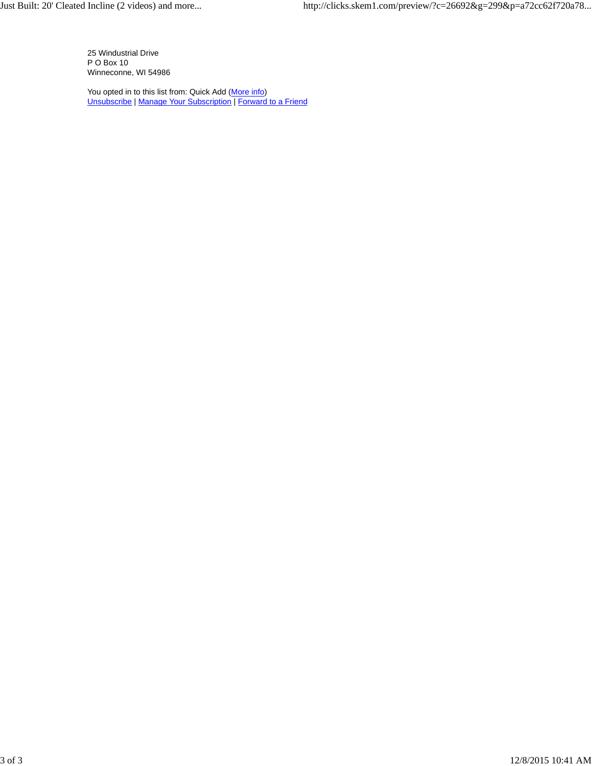25 Windustrial Drive
P O Box 10
Winneconne, WI 54986

You opted in to this list from: Quick Add (More info)
Unsubscribe | Manage Your Subscription | Forward to a Friend